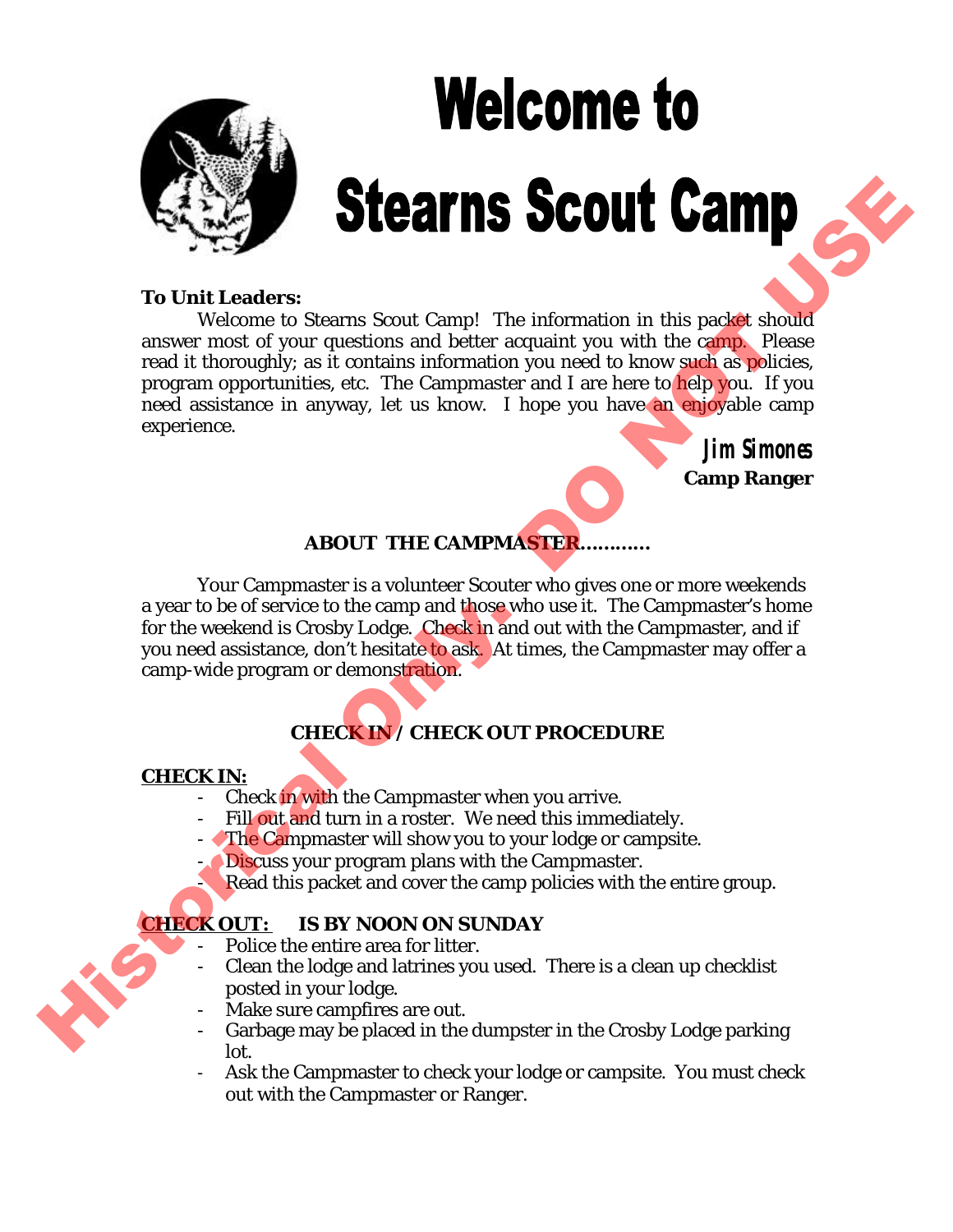# Welcome to Stearns Scout Camp

**To Unit Leaders:**

Welcome to Stearns Scout Camp! The information in this packet should answer most of your questions and better acquaint you with the camp. Please read it thoroughly; as it contains information you need to know such as policies, program opportunities, etc. The Campmaster and I are here to help you. If you need assistance in anyway, let us know. I hope you have an enjoyable camp experience.

*Jim Simones*
**Camp Ranger**

### ABOUT THE CAMPMASTER…………

Your Campmaster is a volunteer Scouter who gives one or more weekends a year to be of service to the camp and those who use it. The Campmaster's home for the weekend is Crosby Lodge. Check in and out with the Campmaster, and if you need assistance, don't hesitate to ask. At times, the Campmaster may offer a camp-wide program or demonstration.

### CHECK IN / CHECK OUT PROCEDURE

**CHECK IN:**

- Check in with the Campmaster when you arrive.
- Fill out and turn in a roster. We need this immediately.
- The Campmaster will show you to your lodge or campsite.
- Discuss your program plans with the Campmaster.
- Read this packet and cover the camp policies with the entire group.

**CHECK OUT: IS BY NOON ON SUNDAY**

- Police the entire area for litter.
- Clean the lodge and latrines you used. There is a clean up checklist posted in your lodge.
- Make sure campfires are out.
- Garbage may be placed in the dumpster in the Crosby Lodge parking lot.
- Ask the Campmaster to check your lodge or campsite. You must check out with the Campmaster or Ranger.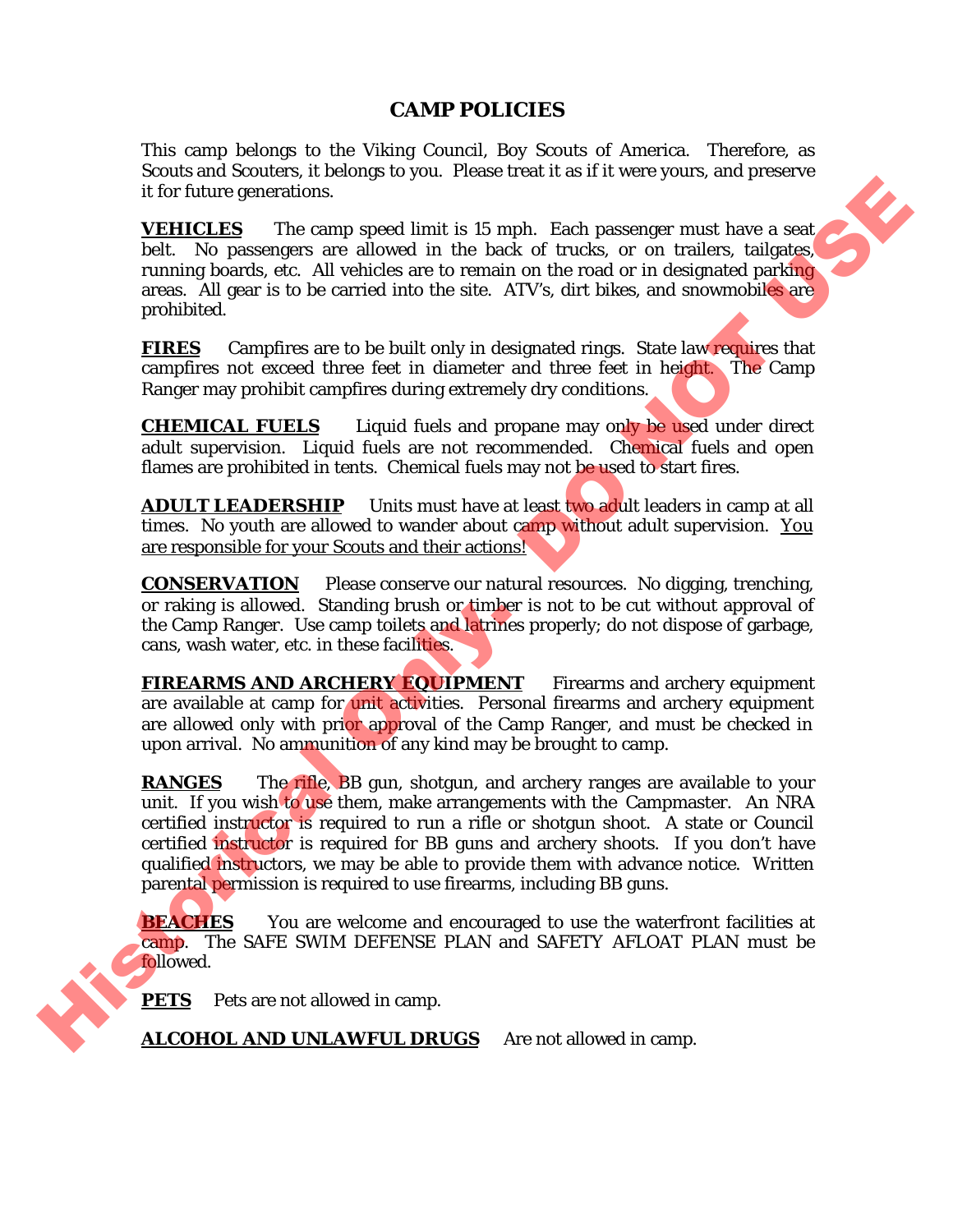# CAMP POLICIES

This camp belongs to the Viking Council, Boy Scouts of America. Therefore, as Scouts and Scouters, it belongs to you. Please treat it as if it were yours, and preserve it for future generations.

**VEHICLES** The camp speed limit is 15 mph. Each passenger must have a seat belt. No passengers are allowed in the back of trucks, or on trailers, tailgates, running boards, etc. All vehicles are to remain on the road or in designated parking areas. All gear is to be carried into the site. ATV's, dirt bikes, and snowmobiles are prohibited.

**FIRES** Campfires are to be built only in designated rings. State law requires that campfires not exceed three feet in diameter and three feet in height. The Camp Ranger may prohibit campfires during extremely dry conditions.

**CHEMICAL FUELS** Liquid fuels and propane may only be used under direct adult supervision. Liquid fuels are not recommended. Chemical fuels and open flames are prohibited in tents. Chemical fuels may not be used to start fires.

**ADULT LEADERSHIP** Units must have at least two adult leaders in camp at all times. No youth are allowed to wander about camp without adult supervision. You are responsible for your Scouts and their actions!

**CONSERVATION** Please conserve our natural resources. No digging, trenching, or raking is allowed. Standing brush or timber is not to be cut without approval of the Camp Ranger. Use camp toilets and latrines properly; do not dispose of garbage, cans, wash water, etc. in these facilities.

**FIREARMS AND ARCHERY EQUIPMENT** Firearms and archery equipment are available at camp for unit activities. Personal firearms and archery equipment are allowed only with prior approval of the Camp Ranger, and must be checked in upon arrival. No ammunition of any kind may be brought to camp.

**RANGES** The rifle, BB gun, shotgun, and archery ranges are available to your unit. If you wish to use them, make arrangements with the Campmaster. An NRA certified instructor is required to run a rifle or shotgun shoot. A state or Council certified instructor is required for BB guns and archery shoots. If you don't have qualified instructors, we may be able to provide them with advance notice. Written parental permission is required to use firearms, including BB guns.

**BEACHES** You are welcome and encouraged to use the waterfront facilities at camp. The SAFE SWIM DEFENSE PLAN and SAFETY AFLOAT PLAN must be followed.

**PETS** Pets are not allowed in camp.

**ALCOHOL AND UNLAWFUL DRUGS** Are not allowed in camp.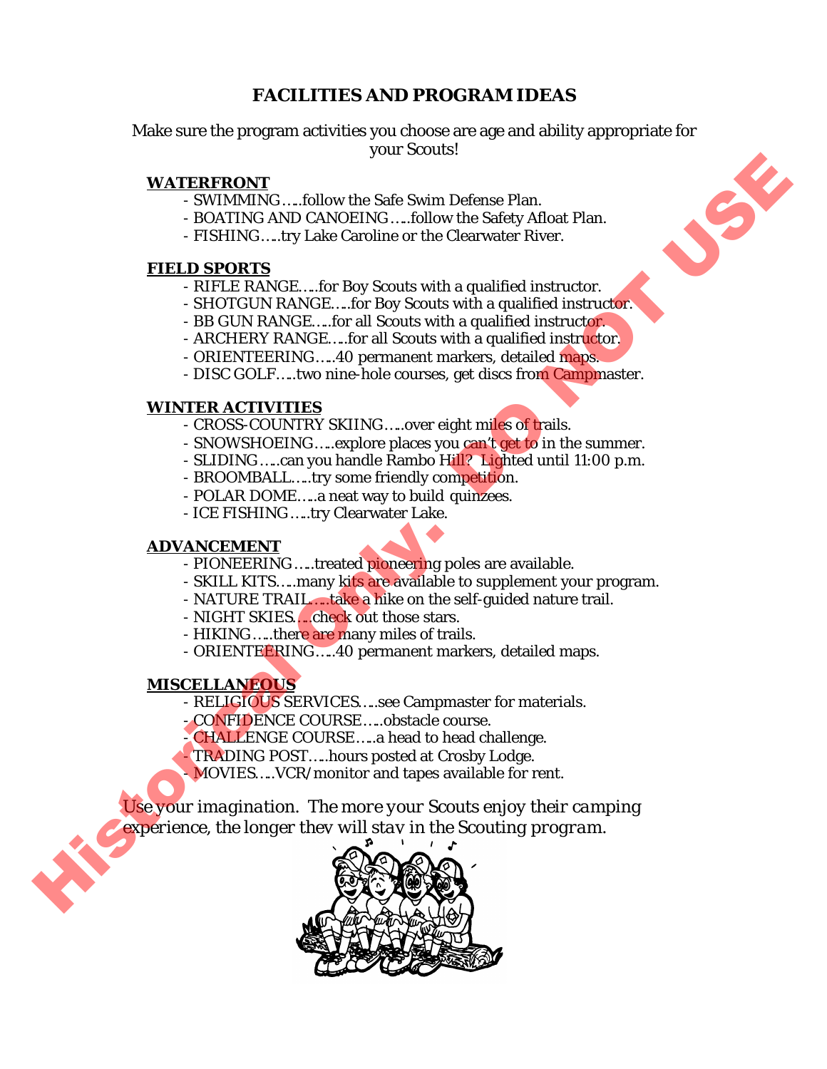# FACILITIES AND PROGRAM IDEAS

Make sure the program activities you choose are age and ability appropriate for your Scouts!

**WATERFRONT**

- SWIMMING…..follow the Safe Swim Defense Plan.
- BOATING AND CANOEING…..follow the Safety Afloat Plan.
- FISHING…..try Lake Caroline or the Clearwater River.

**FIELD SPORTS**

- RIFLE RANGE…..for Boy Scouts with a qualified instructor.
- SHOTGUN RANGE…..for Boy Scouts with a qualified instructor.
- BB GUN RANGE…..for all Scouts with a qualified instructor.
- ARCHERY RANGE…..for all Scouts with a qualified instructor.
- ORIENTEERING…..40 permanent markers, detailed maps.
- DISC GOLF…..two nine-hole courses, get discs from Campmaster.

**WINTER ACTIVITIES**

- CROSS-COUNTRY SKIING…..over eight miles of trails.
- SNOWSHOEING…..explore places you can't get to in the summer.
- SLIDING…..can you handle Rambo Hill? Lighted until 11:00 p.m.
- BROOMBALL…..try some friendly competition.
- POLAR DOME…..a neat way to build quinzees.
- ICE FISHING…..try Clearwater Lake.

**ADVANCEMENT**

- PIONEERING…..treated pioneering poles are available.
- SKILL KITS…..many kits are available to supplement your program.
- NATURE TRAIL…..take a hike on the self-guided nature trail.
- NIGHT SKIES…..check out those stars.
- HIKING…..there are many miles of trails.
- ORIENTEERING…..40 permanent markers, detailed maps.

**MISCELLANEOUS**

- RELIGIOUS SERVICES…..see Campmaster for materials.
- CONFIDENCE COURSE…..obstacle course.
- CHALLENGE COURSE…..a head to head challenge.
- TRADING POST…..hours posted at Crosby Lodge.
- MOVIES…..VCR/monitor and tapes available for rent.

*Use your imagination. The more your Scouts enjoy their camping experience, the longer they will stay in the Scouting program.*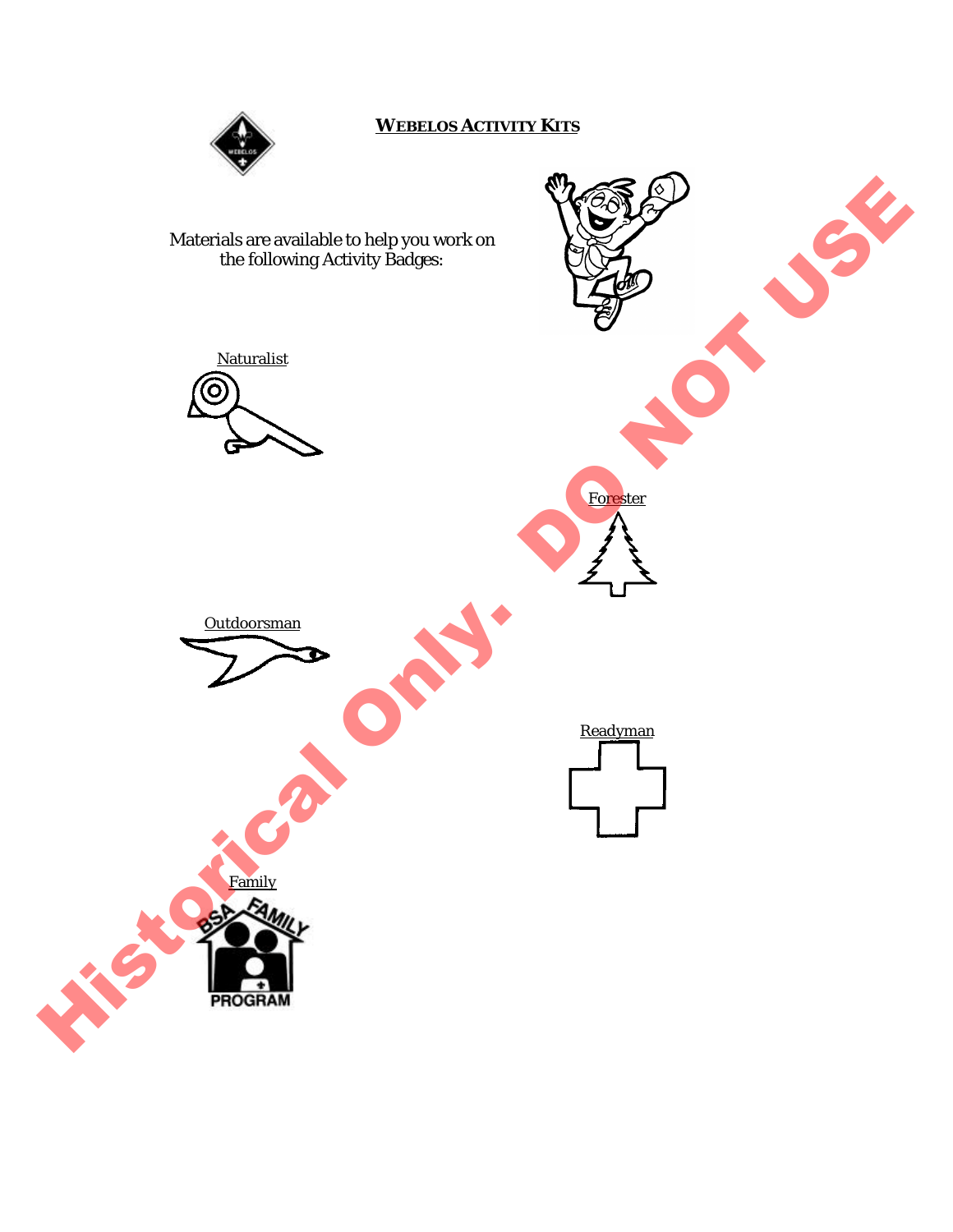## WEBELOS ACTIVITY KITS

Materials are available to help you work on the following Activity Badges:

Naturalist

Forester

Outdoorsman

Readyman

Family

Historical Only. DO NOT USE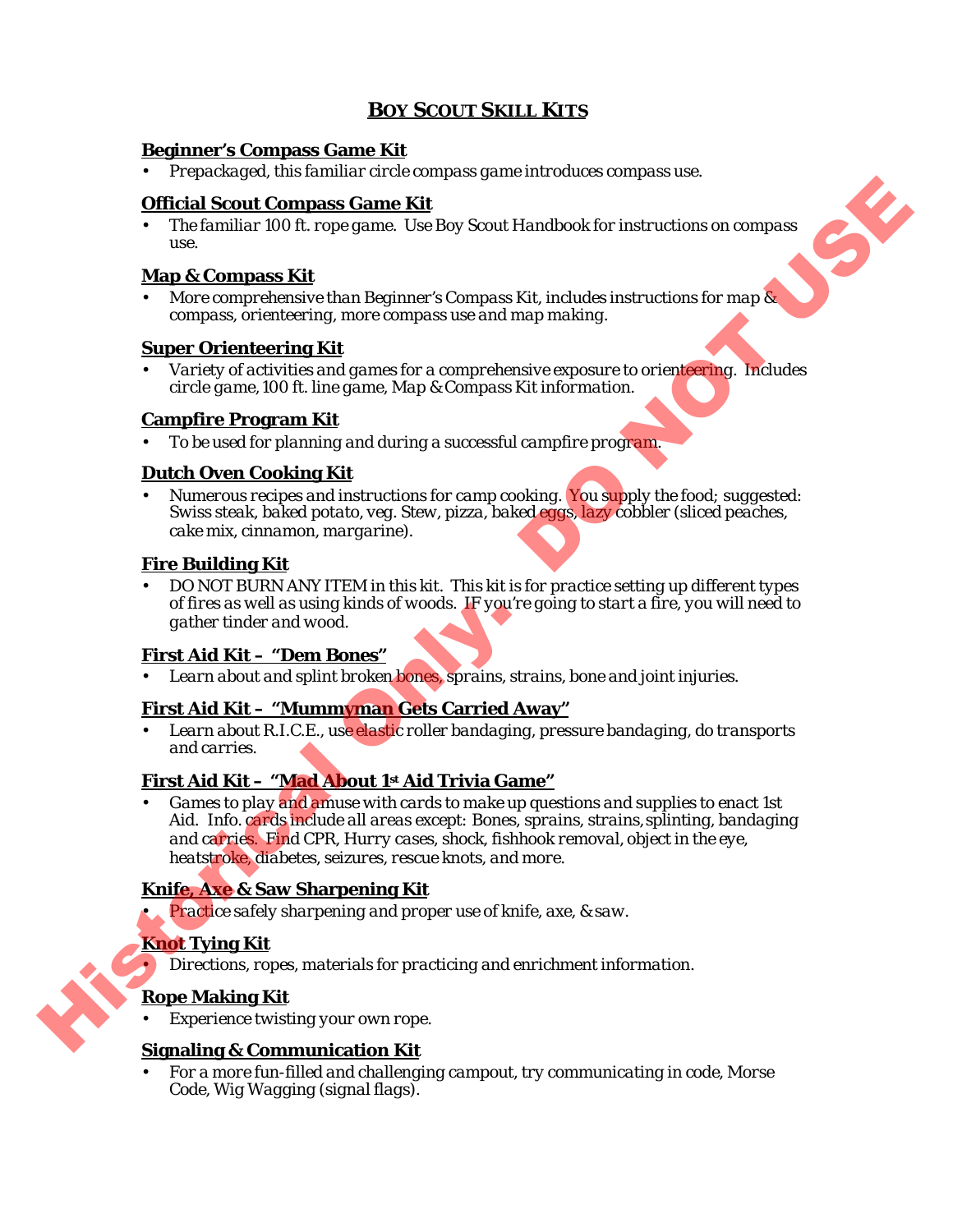# BOY SCOUT SKILL KITS

### Beginner's Compass Game Kit

- Prepackaged, this familiar circle compass game introduces compass use.

### Official Scout Compass Game Kit

- The familiar 100 ft. rope game. Use Boy Scout Handbook for instructions on compass use.

### Map & Compass Kit

- More comprehensive than Beginner's Compass Kit, includes instructions for map & compass, orienteering, more compass use and map making.

### Super Orienteering Kit

- Variety of activities and games for a comprehensive exposure to orienteering. Includes circle game, 100 ft. line game, Map & Compass Kit information.

### Campfire Program Kit

- To be used for planning and during a successful campfire program.

### Dutch Oven Cooking Kit

- Numerous recipes and instructions for camp cooking. You supply the food; suggested: Swiss steak, baked potato, veg. Stew, pizza, baked eggs, lazy cobbler (sliced peaches, cake mix, cinnamon, margarine).

### Fire Building Kit

- DO NOT BURN ANY ITEM in this kit. This kit is for practice setting up different types of fires as well as using kinds of woods. IF you're going to start a fire, you will need to gather tinder and wood.

### First Aid Kit – "Dem Bones"

- Learn about and splint broken bones, sprains, strains, bone and joint injuries.

### First Aid Kit – "Mummyman Gets Carried Away"

- Learn about R.I.C.E., use elastic roller bandaging, pressure bandaging, do transports and carries.

### First Aid Kit – "Mad About 1st Aid Trivia Game"

- Games to play and amuse with cards to make up questions and supplies to enact 1st Aid. Info. cards include all areas except: Bones, sprains, strains, splinting, bandaging and carries. Find CPR, Hurry cases, shock, fishhook removal, object in the eye, heatstroke, diabetes, seizures, rescue knots, and more.

### Knife, Axe & Saw Sharpening Kit

- Practice safely sharpening and proper use of knife, axe, & saw.

### Knot Tying Kit

- Directions, ropes, materials for practicing and enrichment information.

### Rope Making Kit

- Experience twisting your own rope.

### Signaling & Communication Kit

- For a more fun-filled and challenging campout, try communicating in code, Morse Code, Wig Wagging (signal flags).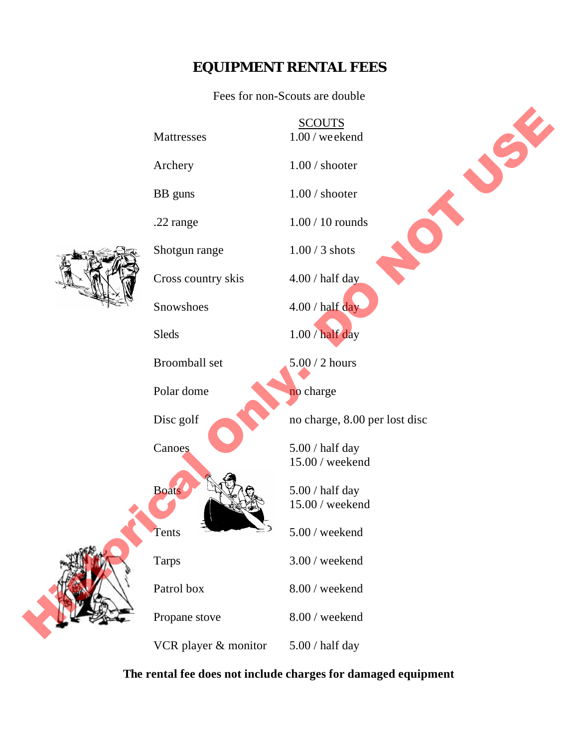# EQUIPMENT RENTAL FEES

Fees for non-Scouts are double

| | SCOUTS |
|---|---|
| Mattresses | 1.00 / weekend |
| Archery | 1.00 / shooter |
| BB guns | 1.00 / shooter |
| .22 range | 1.00 / 10 rounds |
| Shotgun range | 1.00 / 3 shots |
| Cross country skis | 4.00 / half day |
| Snowshoes | 4.00 / half day |
| Sleds | 1.00 / half day |
| Broomball set | 5.00 / 2 hours |
| Polar dome | no charge |
| Disc golf | no charge, 8.00 per lost disc |
| Canoes | 5.00 / half day<br>15.00 / weekend |
| Boats | 5.00 / half day<br>15.00 / weekend |
| Tents | 5.00 / weekend |
| Tarps | 3.00 / weekend |
| Patrol box | 8.00 / weekend |
| Propane stove | 8.00 / weekend |
| VCR player & monitor | 5.00 / half day |

**The rental fee does not include charges for damaged equipment**

Historical Only: DO NOT USE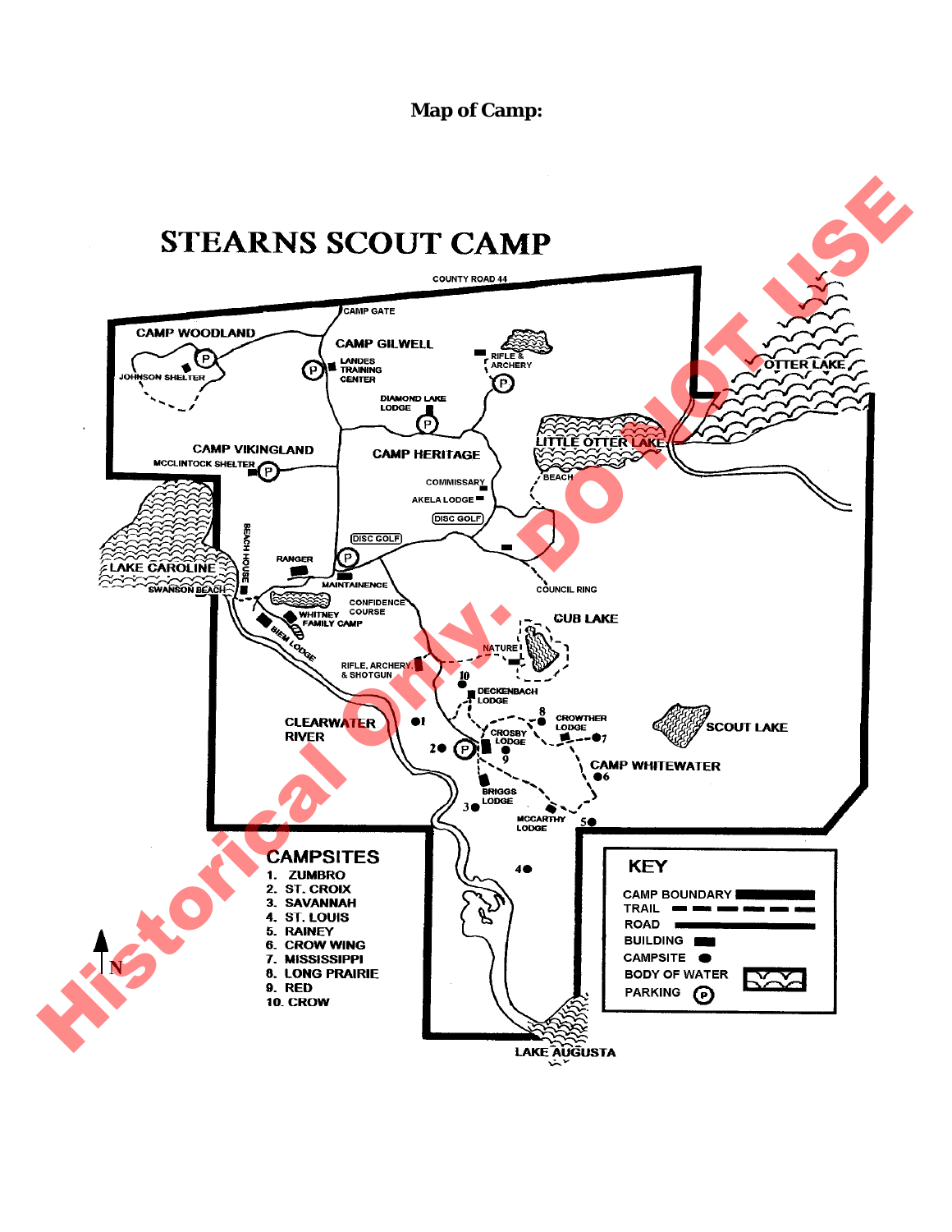**Map of Camp:**

# STEARNS SCOUT CAMP

COUNTY ROAD 44

CAMP GATE

CAMP WOODLAND

JOHNSON SHELTER

CAMP GILWELL

LANDES TRAINING CENTER

RIFLE & ARCHERY

DIAMOND LAKE LODGE

OTTER LAKE

CAMP VIKINGLAND

MCCLINTOCK SHELTER

CAMP HERITAGE

LITTLE OTTER LAKE

BEACH

COMMISSARY

AKELA LODGE

DISC GOLF

DISC GOLF

LAKE CAROLINE

BEACH HOUSE

SWANSON BEACH

RANGER

MAINTAINENCE

COUNCIL RING

CONFIDENCE COURSE

WHITNEY FAMILY CAMP

BIEM LODGE

CUB LAKE

NATURE

RIFLE, ARCHERY, & SHOTGUN

DECKENBACH LODGE

CROWTHER LODGE

SCOUT LAKE

CLEARWATER RIVER

CROSBY LODGE

CAMP WHITEWATER

BRIGGS LODGE

MCCARTHY LODGE

## CAMPSITES

1. ZUMBRO
2. ST. CROIX
3. SAVANNAH
4. ST. LOUIS
5. RAINEY
6. CROW WING
7. MISSISSIPPI
8. LONG PRAIRIE
9. RED
10. CROW

## KEY

CAMP BOUNDARY

TRAIL

ROAD

BUILDING

CAMPSITE

BODY OF WATER

PARKING

N

LAKE AUGUSTA

Historical Only. DO NOT USE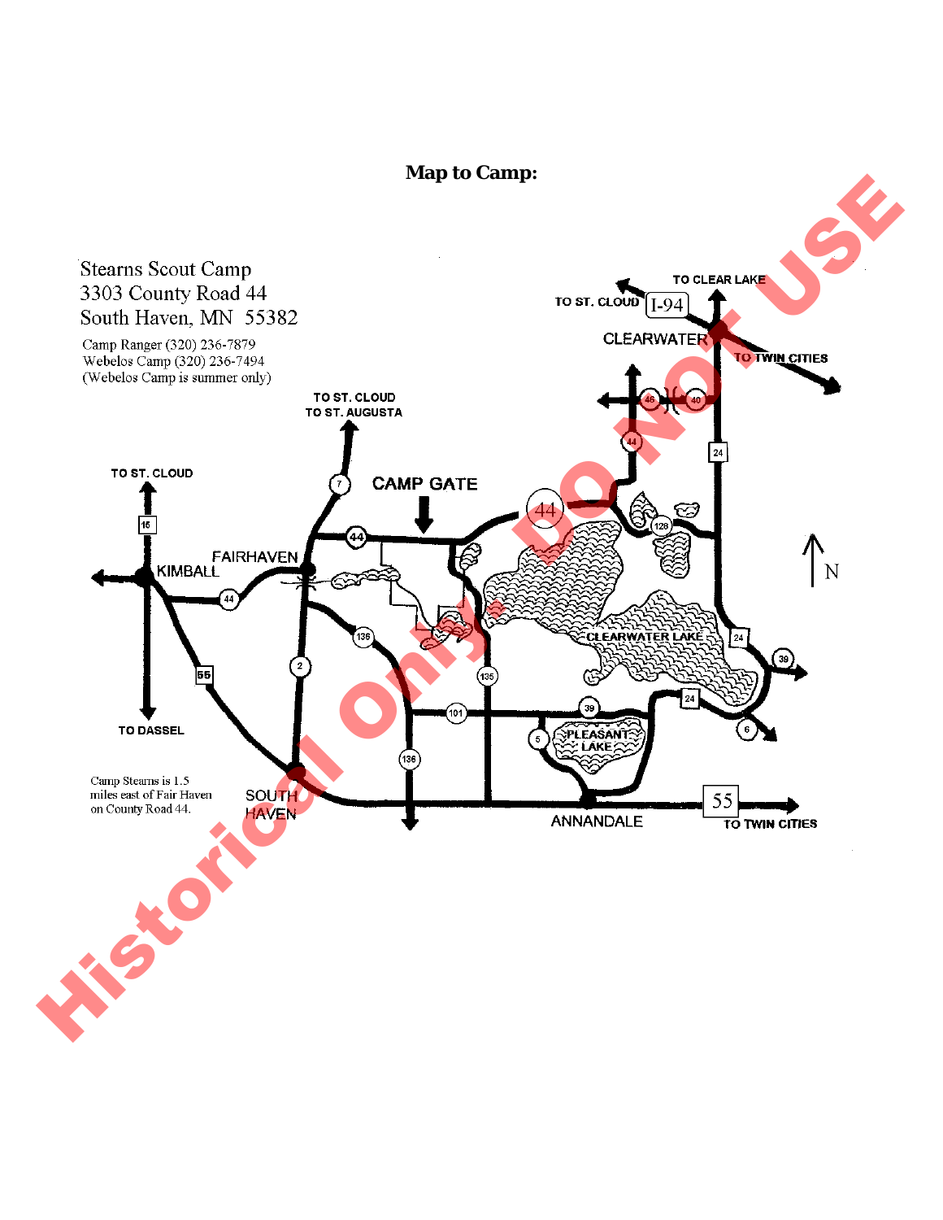**Map to Camp:**

Stearns Scout Camp
3303 County Road 44
South Haven, MN 55382

Camp Ranger (320) 236-7879
Webelos Camp (320) 236-7494
(Webelos Camp is summer only)

TO ST. CLOUD
TO ST. AUGUSTA

CAMP GATE

TO ST. CLOUD

TO CLEAR LAKE

TO ST. CLOUD

I-94

CLEARWATER

TO TWIN CITIES

KIMBALL

FAIRHAVEN

TO DASSEL

CLEARWATER LAKE

PLEASANT LAKE

SOUTH HAVEN

ANNANDALE

TO TWIN CITIES

N

Camp Stearns is 1.5 miles east of Fair Haven on County Road 44.

Historical Only: DO NOT USE